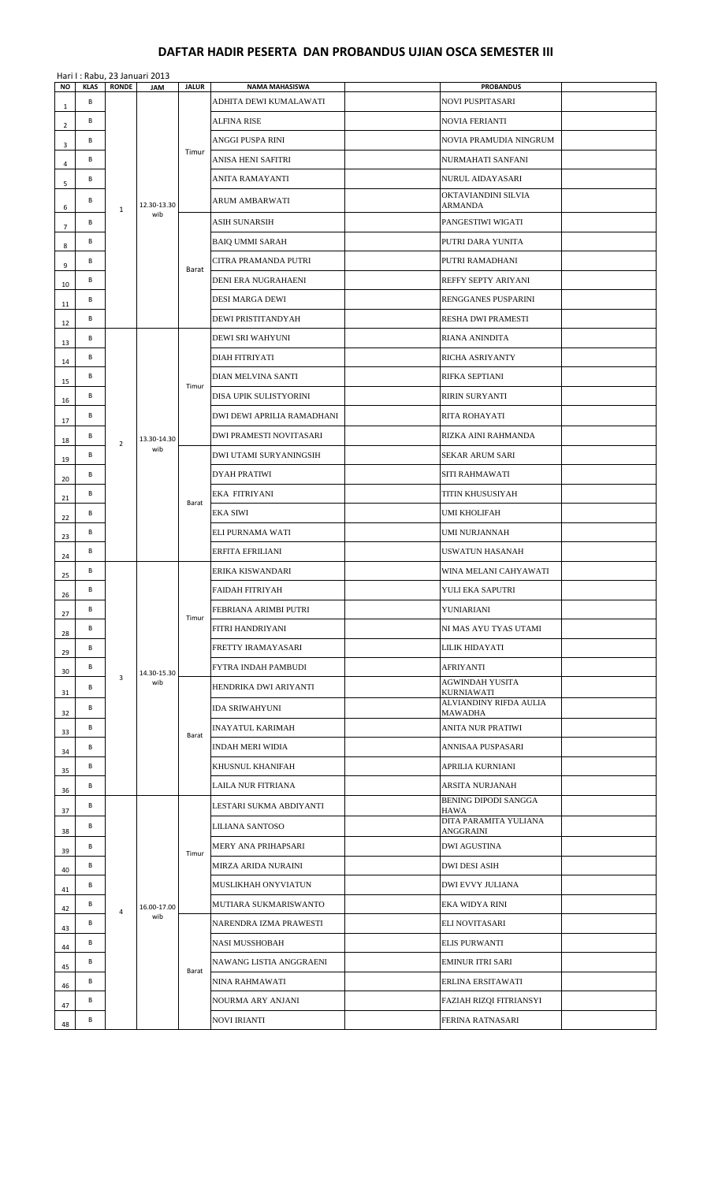# DAFTAR HADIR PESERTA DAN PROBANDUS UJIAN OSCA SEMESTER III

Hari I : Rabu, 23 Januari 2013

| NO | KLAS | RONDE | JAM | JALUR | NAMA MAHASISWA | | PROBANDUS | |
|---|---|---|---|---|---|---|---|---|
| 1 | B | 1 | 12.30-13.30 wib | Timur | ADHITA DEWI KUMALAWATI | | NOVI PUSPITASARI | |
| 2 | B | | | | ALFINA RISE | | NOVIA FERIANTI | |
| 3 | B | | | | ANGGI PUSPA RINI | | NOVIA PRAMUDIA NINGRUM | |
| 4 | B | | | | ANISA HENI SAFITRI | | NURMAHATI SANFANI | |
| 5 | B | | | | ANITA RAMAYANTI | | NURUL AIDAYASARI | |
| 6 | B | | | | ARUM AMBARWATI | | OKTAVIANDINI SILVIA ARMANDA | |
| 7 | B | | | Barat | ASIH SUNARSIH | | PANGESTIWI WIGATI | |
| 8 | B | | | | BAIQ UMMI SARAH | | PUTRI DARA YUNITA | |
| 9 | B | | | | CITRA PRAMANDA PUTRI | | PUTRI RAMADHANI | |
| 10 | B | | | | DENI ERA NUGRAHAENI | | REFFY SEPTY ARIYANI | |
| 11 | B | | | | DESI MARGA DEWI | | RENGGANES PUSPARINI | |
| 12 | B | | | | DEWI PRISTITANDYAH | | RESHA DWI PRAMESTI | |
| 13 | B | 2 | 13.30-14.30 wib | Timur | DEWI SRI WAHYUNI | | RIANA ANINDITA | |
| 14 | B | | | | DIAH FITRIYATI | | RICHA ASRIYANTY | |
| 15 | B | | | | DIAN MELVINA SANTI | | RIFKA SEPTIANI | |
| 16 | B | | | | DISA UPIK SULISTYORINI | | RIRIN SURYANTI | |
| 17 | B | | | | DWI DEWI APRILIA RAMADHANI | | RITA ROHAYATI | |
| 18 | B | | | | DWI PRAMESTI NOVITASARI | | RIZKA AINI RAHMANDA | |
| 19 | B | | | Barat | DWI UTAMI SURYANINGSIH | | SEKAR ARUM SARI | |
| 20 | B | | | | DYAH PRATIWI | | SITI RAHMAWATI | |
| 21 | B | | | | EKA FITRIYANI | | TITIN KHUSUSIYAH | |
| 22 | B | | | | EKA SIWI | | UMI KHOLIFAH | |
| 23 | B | | | | ELI PURNAMA WATI | | UMI NURJANNAH | |
| 24 | B | | | | ERFITA EFRILIANI | | USWATUN HASANAH | |
| 25 | B | 3 | 14.30-15.30 wib | Timur | ERIKA KISWANDARI | | WINA MELANI CAHYAWATI | |
| 26 | B | | | | FAIDAH FITRIYAH | | YULI EKA SAPUTRI | |
| 27 | B | | | | FEBRIANA ARIMBI PUTRI | | YUNIARIANI | |
| 28 | B | | | | FITRI HANDRIYANI | | NI MAS AYU TYAS UTAMI | |
| 29 | B | | | | FRETTY IRAMAYASARI | | LILIK HIDAYATI | |
| 30 | B | | | | FYTRA INDAH PAMBUDI | | AFRIYANTI | |
| 31 | B | | | Barat | HENDRIKA DWI ARIYANTI | | AGWINDAH YUSITA KURNIAWATI | |
| 32 | B | | | | IDA SRIWAHYUNI | | ALVIANDINY RIFDA AULIA MAWADHA | |
| 33 | B | | | | INAYATUL KARIMAH | | ANITA NUR PRATIWI | |
| 34 | B | | | | INDAH MERI WIDIA | | ANNISAA PUSPASARI | |
| 35 | B | | | | KHUSNUL KHANIFAH | | APRILIA KURNIANI | |
| 36 | B | | | | LAILA NUR FITRIANA | | ARSITA NURJANAH | |
| 37 | B | 4 | 16.00-17.00 wib | Timur | LESTARI SUKMA ABDIYANTI | | BENING DIPODI SANGGA HAWA | |
| 38 | B | | | | LILIANA SANTOSO | | DITA PARAMITA YULIANA ANGGRAINI | |
| 39 | B | | | | MERY ANA PRIHAPSARI | | DWI AGUSTINA | |
| 40 | B | | | | MIRZA ARIDA NURAINI | | DWI DESI ASIH | |
| 41 | B | | | | MUSLIKHAH ONYVIATUN | | DWI EVVY JULIANA | |
| 42 | B | | | | MUTIARA SUKMARISWANTO | | EKA WIDYA RINI | |
| 43 | B | | | Barat | NARENDRA IZMA PRAWESTI | | ELI NOVITASARI | |
| 44 | B | | | | NASI MUSSHOBAH | | ELIS PURWANTI | |
| 45 | B | | | | NAWANG LISTIA ANGGRAENI | | EMINUR ITRI SARI | |
| 46 | B | | | | NINA RAHMAWATI | | ERLINA ERSITAWATI | |
| 47 | B | | | | NOURMA ARY ANJANI | | FAZIAH RIZQI FITRIANSYI | |
| 48 | B | | | | NOVI IRIANTI | | FERINA RATNASARI | |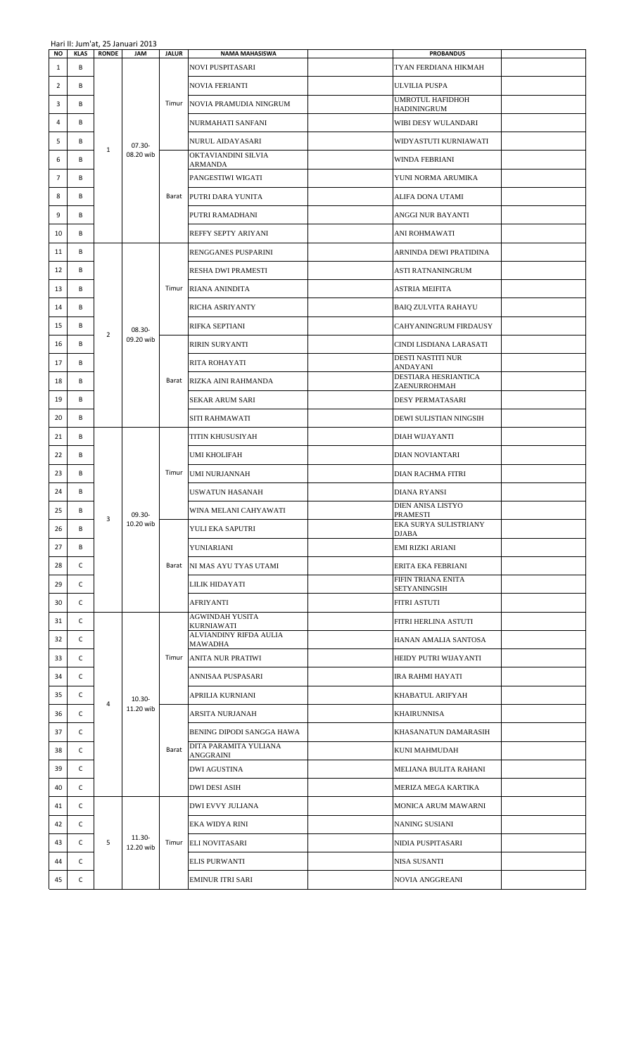Hari II: Jum'at, 25 Januari 2013

| NO | KLAS | RONDE | JAM | JALUR | NAMA MAHASISWA | | PROBANDUS | |
|---|---|---|---|---|---|---|---|---|
| 1 | B | 1 | 07.30-08.20 wib | Timur | NOVI PUSPITASARI | | TYAN FERDIANA HIKMAH | |
| 2 | B | | | | NOVIA FERIANTI | | ULVILIA PUSPA | |
| 3 | B | | | | NOVIA PRAMUDIA NINGRUM | | UMROTUL HAFIDHOH HADININGRUM | |
| 4 | B | | | | NURMAHATI SANFANI | | WIBI DESY WULANDARI | |
| 5 | B | | | | NURUL AIDAYASARI | | WIDYASTUTI KURNIAWATI | |
| 6 | B | | | Barat | OKTAVIANDINI SILVIA ARMANDA | | WINDA FEBRIANI | |
| 7 | B | | | | PANGESTIWI WIGATI | | YUNI NORMA ARUMIKA | |
| 8 | B | | | | PUTRI DARA YUNITA | | ALIFA DONA UTAMI | |
| 9 | B | | | | PUTRI RAMADHANI | | ANGGI NUR BAYANTI | |
| 10 | B | | | | REFFY SEPTY ARIYANI | | ANI ROHMAWATI | |
| 11 | B | 2 | 08.30-09.20 wib | Timur | RENGGANES PUSPARINI | | ARNINDA DEWI PRATIDINA | |
| 12 | B | | | | RESHA DWI PRAMESTI | | ASTI RATNANINGRUM | |
| 13 | B | | | | RIANA ANINDITA | | ASTRIA MEIFITA | |
| 14 | B | | | | RICHA ASRIYANTY | | BAIQ ZULVITA RAHAYU | |
| 15 | B | | | | RIFKA SEPTIANI | | CAHYANINGRUM FIRDAUSY | |
| 16 | B | | | Barat | RIRIN SURYANTI | | CINDI LISDIANA LARASATI | |
| 17 | B | | | | RITA ROHAYATI | | DESTI NASTITI NUR ANDAYANI | |
| 18 | B | | | | RIZKA AINI RAHMANDA | | DESTIARA HESRIANTICA ZAENURROHMAH | |
| 19 | B | | | | SEKAR ARUM SARI | | DESY PERMATASARI | |
| 20 | B | | | | SITI RAHMAWATI | | DEWI SULISTIAN NINGSIH | |
| 21 | B | 3 | 09.30-10.20 wib | Timur | TITIN KHUSUSIYAH | | DIAH WIJAYANTI | |
| 22 | B | | | | UMI KHOLIFAH | | DIAN NOVIANTARI | |
| 23 | B | | | | UMI NURJANNAH | | DIAN RACHMA FITRI | |
| 24 | B | | | | USWATUN HASANAH | | DIANA RYANSI | |
| 25 | B | | | | WINA MELANI CAHYAWATI | | DIEN ANISA LISTYO PRAMESTI | |
| 26 | B | | | Barat | YULI EKA SAPUTRI | | EKA SURYA SULISTRIANY DJABA | |
| 27 | B | | | | YUNIARIANI | | EMI RIZKI ARIANI | |
| 28 | C | | | | NI MAS AYU TYAS UTAMI | | ERITA EKA FEBRIANI | |
| 29 | C | | | | LILIK HIDAYATI | | FIFIN TRIANA ENITA SETYANINGSIH | |
| 30 | C | | | | AFRIYANTI | | FITRI ASTUTI | |
| 31 | C | 4 | 10.30-11.20 wib | Timur | AGWINDAH YUSITA KURNIAWATI | | FITRI HERLINA ASTUTI | |
| 32 | C | | | | ALVIANDINY RIFDA AULIA MAWADHA | | HANAN AMALIA SANTOSA | |
| 33 | C | | | | ANITA NUR PRATIWI | | HEIDY PUTRI WIJAYANTI | |
| 34 | C | | | | ANNISAA PUSPASARI | | IRA RAHMI HAYATI | |
| 35 | C | | | | APRILIA KURNIANI | | KHABATUL ARIFYAH | |
| 36 | C | | | Barat | ARSITA NURJANAH | | KHAIRUNNISA | |
| 37 | C | | | | BENING DIPODI SANGGA HAWA | | KHASANATUN DAMARASIH | |
| 38 | C | | | | DITA PARAMITA YULIANA ANGGRAINI | | KUNI MAHMUDAH | |
| 39 | C | | | | DWI AGUSTINA | | MELIANA BULITA RAHANI | |
| 40 | C | | | | DWI DESI ASIH | | MERIZA MEGA KARTIKA | |
| 41 | C | 5 | 11.30-12.20 wib | Timur | DWI EVVY JULIANA | | MONICA ARUM MAWARNI | |
| 42 | C | | | | EKA WIDYA RINI | | NANING SUSIANI | |
| 43 | C | | | | ELI NOVITASARI | | NIDIA PUSPITASARI | |
| 44 | C | | | | ELIS PURWANTI | | NISA SUSANTI | |
| 45 | C | | | | EMINUR ITRI SARI | | NOVIA ANGGREANI | |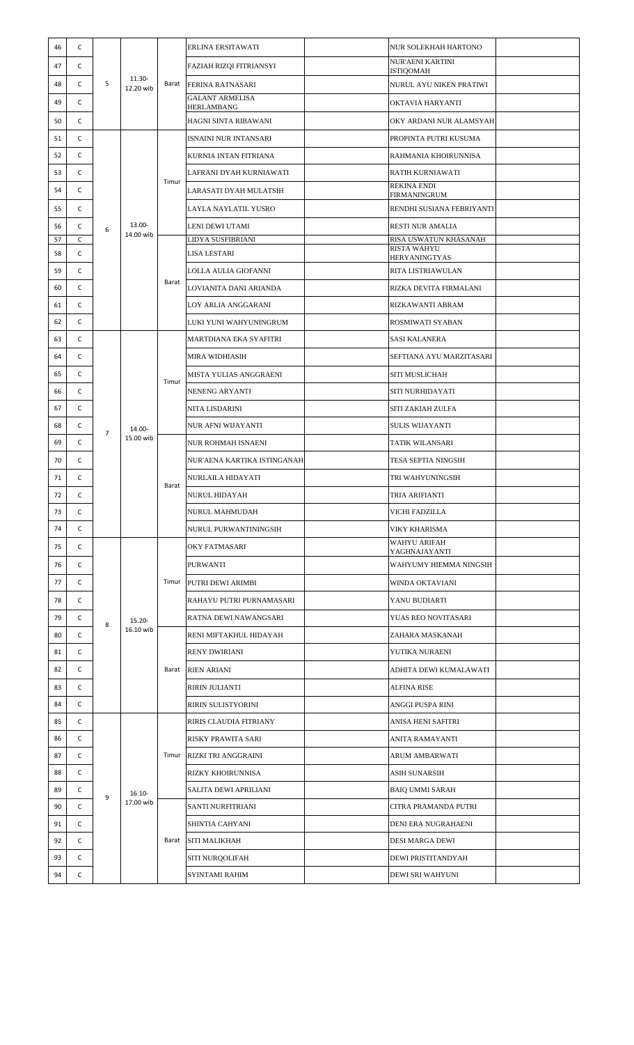| 46 | C | 5 | 11.30-12.20 wib | Barat | ERLINA ERSITAWATI | | NUR SOLEKHAH HARTONO | |
|---|---|---|---|---|---|---|---|---|
| 47 | C | | | | FAZIAH RIZQI FITRIANSYI | | NUR'AENI KARTINI ISTIQOMAH | |
| 48 | C | | | | FERINA RATNASARI | | NURUL AYU NIKEN PRATIWI | |
| 49 | C | | | | GALANT ARMELISA HERLAMBANG | | OKTAVIA HARYANTI | |
| 50 | C | | | | HAGNI SINTA RIBAWANI | | OKY ARDANI NUR ALAMSYAH | |
| 51 | C | 6 | 13.00-14.00 wib | Timur | ISNAINI NUR INTANSARI | | PROPINTA PUTRI KUSUMA | |
| 52 | C | | | | KURNIA INTAN FITRIANA | | RAHMANIA KHOIRUNNISA | |
| 53 | C | | | | LAFRANI DYAH KURNIAWATI | | RATIH KURNIAWATI | |
| 54 | C | | | | LARASATI DYAH MULATSIH | | REKINA ENDI FIRMANINGRUM | |
| 55 | C | | | | LAYLA NAYLATIL YUSRO | | RENDHI SUSIANA FEBRIYANTI | |
| 56 | C | | | | LENI DEWI UTAMI | | RESTI NUR AMALIA | |
| 57 | C | | | Barat | LIDYA SUSFIBRIANI | | RISA USWATUN KHASANAH | |
| 58 | C | | | | LISA LESTARI | | RISTA WAHYU HERYANINGTYAS | |
| 59 | C | | | | LOLLA AULIA GIOFANNI | | RITA LISTRIAWULAN | |
| 60 | C | | | | LOVIANITA DANI ARIANDA | | RIZKA DEVITA FIRMALANI | |
| 61 | C | | | | LOY ARLIA ANGGARANI | | RIZKAWANTI ABRAM | |
| 62 | C | | | | LUKI YUNI WAHYUNINGRUM | | ROSMIWATI SYABAN | |
| 63 | C | 7 | 14.00-15.00 wib | Timur | MARTDIANA EKA SYAFITRI | | SASI KALANERA | |
| 64 | C | | | | MIRA WIDHIASIH | | SEFTIANA AYU MARZITASARI | |
| 65 | C | | | | MISTA YULIAS ANGGRAENI | | SITI MUSLICHAH | |
| 66 | C | | | | NENENG ARYANTI | | SITI NURHIDAYATI | |
| 67 | C | | | | NITA LISDARINI | | SITI ZAKIAH ZULFA | |
| 68 | C | | | | NUR AFNI WIJAYANTI | | SULIS WIJAYANTI | |
| 69 | C | | | Barat | NUR ROHMAH ISNAENI | | TATIK WILANSARI | |
| 70 | C | | | | NUR'AENA KARTIKA ISTINGANAH | | TESA SEPTIA NINGSIH | |
| 71 | C | | | | NURLAILA HIDAYATI | | TRI WAHYUNINGSIH | |
| 72 | C | | | | NURUL HIDAYAH | | TRIA ARIFIANTI | |
| 73 | C | | | | NURUL MAHMUDAH | | VICHI FADZILLA | |
| 74 | C | | | | NURUL PURWANTININGSIH | | VIKY KHARISMA | |
| 75 | C | 8 | 15.20-16.10 wib | Timur | OKY FATMASARI | | WAHYU ARIFAH YAGHNAJAYANTI | |
| 76 | C | | | | PURWANTI | | WAHYUMY HIEMMA NINGSIH | |
| 77 | C | | | | PUTRI DEWI ARIMBI | | WINDA OKTAVIANI | |
| 78 | C | | | | RAHAYU PUTRI PURNAMASARI | | YANU BUDIARTI | |
| 79 | C | | | | RATNA DEWI NAWANGSARI | | YUAS REO NOVITASARI | |
| 80 | C | | | Barat | RENI MIFTAKHUL HIDAYAH | | ZAHARA MASKANAH | |
| 81 | C | | | | RENY DWIRIANI | | YUTIKA NURAENI | |
| 82 | C | | | | RIEN ARIANI | | ADHITA DEWI KUMALAWATI | |
| 83 | C | | | | RIRIN JULIANTI | | ALFINA RISE | |
| 84 | C | | | | RIRIN SULISTYORINI | | ANGGI PUSPA RINI | |
| 85 | C | 9 | 16.10-17.00 wib | Timur | RIRIS CLAUDIA FITRIANY | | ANISA HENI SAFITRI | |
| 86 | C | | | | RISKY PRAWITA SARI | | ANITA RAMAYANTI | |
| 87 | C | | | | RIZKI TRI ANGGRAINI | | ARUM AMBARWATI | |
| 88 | C | | | | RIZKY KHOIRUNNISA | | ASIH SUNARSIH | |
| 89 | C | | | | SALITA DEWI APRILIANI | | BAIQ UMMI SARAH | |
| 90 | C | | | Barat | SANTI NURFITRIANI | | CITRA PRAMANDA PUTRI | |
| 91 | C | | | | SHINTIA CAHYANI | | DENI ERA NUGRAHAENI | |
| 92 | C | | | | SITI MALIKHAH | | DESI MARGA DEWI | |
| 93 | C | | | | SITI NURQOLIFAH | | DEWI PRISTITANDYAH | |
| 94 | C | | | | SYINTAMI RAHIM | | DEWI SRI WAHYUNI | |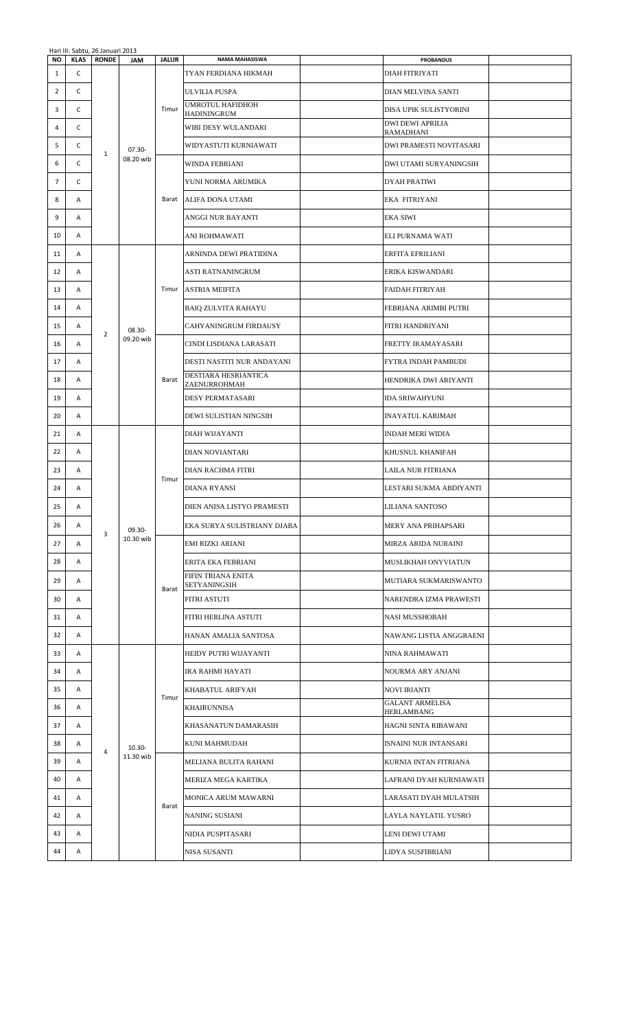Hari III: Sabtu, 26 Januari 2013

| NO | KLAS | RONDE | JAM | JALUR | NAMA MAHASISWA | | PROBANDUS | |
|---|---|---|---|---|---|---|---|---|
| 1 | C | 1 | 07.30-08.20 wib | Timur | TYAN FERDIANA HIKMAH | | DIAH FITRIYATI | |
| 2 | C | | | | ULVILIA PUSPA | | DIAN MELVINA SANTI | |
| 3 | C | | | | UMROTUL HAFIDHOH HADININGRUM | | DISA UPIK SULISTYORINI | |
| 4 | C | | | | WIBI DESY WULANDARI | | DWI DEWI APRILIA RAMADHANI | |
| 5 | C | | | | WIDYASTUTI KURNIAWATI | | DWI PRAMESTI NOVITASARI | |
| 6 | C | | | Barat | WINDA FEBRIANI | | DWI UTAMI SURYANINGSIH | |
| 7 | C | | | | YUNI NORMA ARUMIKA | | DYAH PRATIWI | |
| 8 | A | | | | ALIFA DONA UTAMI | | EKA FITRIYANI | |
| 9 | A | | | | ANGGI NUR BAYANTI | | EKA SIWI | |
| 10 | A | | | | ANI ROHMAWATI | | ELI PURNAMA WATI | |
| 11 | A | 2 | 08.30-09.20 wib | Timur | ARNINDA DEWI PRATIDINA | | ERFITA EFRILIANI | |
| 12 | A | | | | ASTI RATNANINGRUM | | ERIKA KISWANDARI | |
| 13 | A | | | | ASTRIA MEIFITA | | FAIDAH FITRIYAH | |
| 14 | A | | | | BAIQ ZULVITA RAHAYU | | FEBRIANA ARIMBI PUTRI | |
| 15 | A | | | | CAHYANINGRUM FIRDAUSY | | FITRI HANDRIYANI | |
| 16 | A | | | Barat | CINDI LISDIANA LARASATI | | FRETTY IRAMAYASARI | |
| 17 | A | | | | DESTI NASTITI NUR ANDAYANI | | FYTRA INDAH PAMBUDI | |
| 18 | A | | | | DESTIARA HESRIANTICA ZAENURROHMAH | | HENDRIKA DWI ARIYANTI | |
| 19 | A | | | | DESY PERMATASARI | | IDA SRIWAHYUNI | |
| 20 | A | | | | DEWI SULISTIAN NINGSIH | | INAYATUL KARIMAH | |
| 21 | A | 3 | 09.30-10.30 wib | Timur | DIAH WIJAYANTI | | INDAH MERI WIDIA | |
| 22 | A | | | | DIAN NOVIANTARI | | KHUSNUL KHANIFAH | |
| 23 | A | | | | DIAN RACHMA FITRI | | LAILA NUR FITRIANA | |
| 24 | A | | | | DIANA RYANSI | | LESTARI SUKMA ABDIYANTI | |
| 25 | A | | | | DIEN ANISA LISTYO PRAMESTI | | LILIANA SANTOSO | |
| 26 | A | | | | EKA SURYA SULISTRIANY DJABA | | MERY ANA PRIHAPSARI | |
| 27 | A | | | Barat | EMI RIZKI ARIANI | | MIRZA ARIDA NURAINI | |
| 28 | A | | | | ERITA EKA FEBRIANI | | MUSLIKHAH ONYVIATUN | |
| 29 | A | | | | FIFIN TRIANA ENITA SETYANINGSIH | | MUTIARA SUKMARISWANTO | |
| 30 | A | | | | FITRI ASTUTI | | NARENDRA IZMA PRAWESTI | |
| 31 | A | | | | FITRI HERLINA ASTUTI | | NASI MUSSHOBAH | |
| 32 | A | | | | HANAN AMALIA SANTOSA | | NAWANG LISTIA ANGGRAENI | |
| 33 | A | 4 | 10.30-11.30 wib | Timur | HEIDY PUTRI WIJAYANTI | | NINA RAHMAWATI | |
| 34 | A | | | | IRA RAHMI HAYATI | | NOURMA ARY ANJANI | |
| 35 | A | | | | KHABATUL ARIFYAH | | NOVI IRIANTI | |
| 36 | A | | | | KHAIRUNNISA | | GALANT ARMELISA HERLAMBANG | |
| 37 | A | | | | KHASANATUN DAMARASIH | | HAGNI SINTA RIBAWANI | |
| 38 | A | | | | KUNI MAHMUDAH | | ISNAINI NUR INTANSARI | |
| 39 | A | | | Barat | MELIANA BULITA RAHANI | | KURNIA INTAN FITRIANA | |
| 40 | A | | | | MERIZA MEGA KARTIKA | | LAFRANI DYAH KURNIAWATI | |
| 41 | A | | | | MONICA ARUM MAWARNI | | LARASATI DYAH MULATSIH | |
| 42 | A | | | | NANING SUSIANI | | LAYLA NAYLATIL YUSRO | |
| 43 | A | | | | NIDIA PUSPITASARI | | LENI DEWI UTAMI | |
| 44 | A | | | | NISA SUSANTI | | LIDYA SUSFIBRIANI | |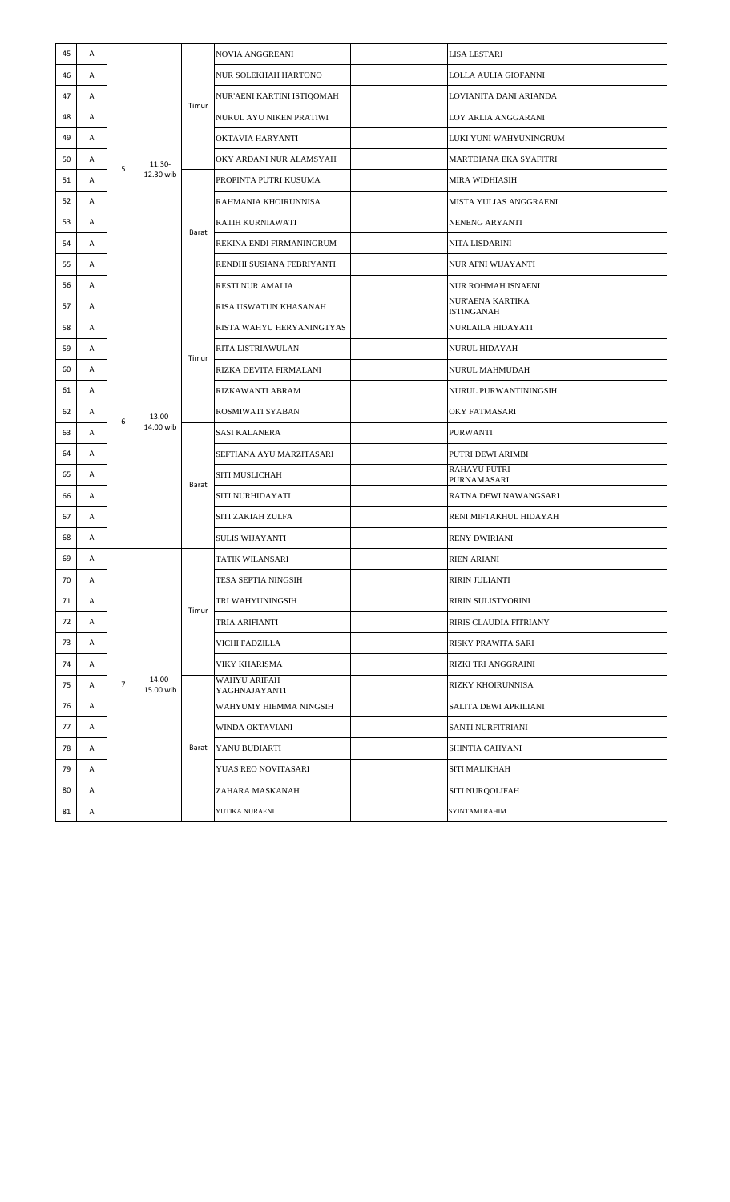| | | | | | | | | |
|---|---|---|---|---|---|---|---|---|
| 45 | A | 5 | 11.30-12.30 wib | Timur | NOVIA ANGGREANI | | LISA LESTARI | |
| 46 | A | | | | NUR SOLEKHAH HARTONO | | LOLLA AULIA GIOFANNI | |
| 47 | A | | | | NUR'AENI KARTINI ISTIQOMAH | | LOVIANITA DANI ARIANDA | |
| 48 | A | | | | NURUL AYU NIKEN PRATIWI | | LOY ARLIA ANGGARANI | |
| 49 | A | | | | OKTAVIA HARYANTI | | LUKI YUNI WAHYUNINGRUM | |
| 50 | A | | | | OKY ARDANI NUR ALAMSYAH | | MARTDIANA EKA SYAFITRI | |
| 51 | A | | | Barat | PROPINTA PUTRI KUSUMA | | MIRA WIDHIASIH | |
| 52 | A | | | | RAHMANIA KHOIRUNNISA | | MISTA YULIAS ANGGRAENI | |
| 53 | A | | | | RATIH KURNIAWATI | | NENENG ARYANTI | |
| 54 | A | | | | REKINA ENDI FIRMANINGRUM | | NITA LISDARINI | |
| 55 | A | | | | RENDHI SUSIANA FEBRIYANTI | | NUR AFNI WIJAYANTI | |
| 56 | A | | | | RESTI NUR AMALIA | | NUR ROHMAH ISNAENI | |
| 57 | A | 6 | 13.00-14.00 wib | Timur | RISA USWATUN KHASANAH | | NUR'AENA KARTIKA ISTINGANAH | |
| 58 | A | | | | RISTA WAHYU HERYANINGTYAS | | NURLAILA HIDAYATI | |
| 59 | A | | | | RITA LISTRIAWULAN | | NURUL HIDAYAH | |
| 60 | A | | | | RIZKA DEVITA FIRMALANI | | NURUL MAHMUDAH | |
| 61 | A | | | | RIZKAWANTI ABRAM | | NURUL PURWANTININGSIH | |
| 62 | A | | | | ROSMIWATI SYABAN | | OKY FATMASARI | |
| 63 | A | | | Barat | SASI KALANERA | | PURWANTI | |
| 64 | A | | | | SEFTIANA AYU MARZITASARI | | PUTRI DEWI ARIMBI | |
| 65 | A | | | | SITI MUSLICHAH | | RAHAYU PUTRI PURNAMASARI | |
| 66 | A | | | | SITI NURHIDAYATI | | RATNA DEWI NAWANGSARI | |
| 67 | A | | | | SITI ZAKIAH ZULFA | | RENI MIFTAKHUL HIDAYAH | |
| 68 | A | | | | SULIS WIJAYANTI | | RENY DWIRIANI | |
| 69 | A | 7 | 14.00-15.00 wib | Timur | TATIK WILANSARI | | RIEN ARIANI | |
| 70 | A | | | | TESA SEPTIA NINGSIH | | RIRIN JULIANTI | |
| 71 | A | | | | TRI WAHYUNINGSIH | | RIRIN SULISTYORINI | |
| 72 | A | | | | TRIA ARIFIANTI | | RIRIS CLAUDIA FITRIANY | |
| 73 | A | | | | VICHI FADZILLA | | RISKY PRAWITA SARI | |
| 74 | A | | | | VIKY KHARISMA | | RIZKI TRI ANGGRAINI | |
| 75 | A | | | Barat | WAHYU ARIFAH YAGHNAJAYANTI | | RIZKY KHOIRUNNISA | |
| 76 | A | | | | WAHYUMY HIEMMA NINGSIH | | SALITA DEWI APRILIANI | |
| 77 | A | | | | WINDA OKTAVIANI | | SANTI NURFITRIANI | |
| 78 | A | | | | YANU BUDIARTI | | SHINTIA CAHYANI | |
| 79 | A | | | | YUAS REO NOVITASARI | | SITI MALIKHAH | |
| 80 | A | | | | ZAHARA MASKANAH | | SITI NURQOLIFAH | |
| 81 | A | | | | YUTIKA NURAENI | | SYINTAMI RAHIM | |